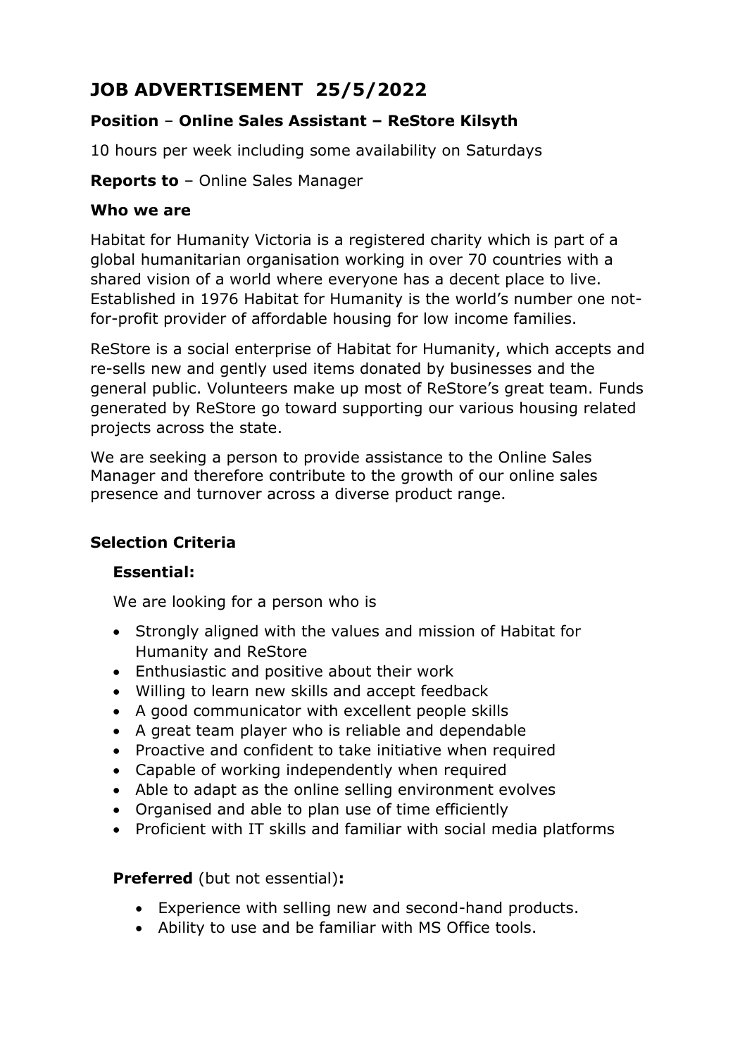# JOB ADVERTISEMENT 25/5/2022

**Position** – **Online Sales Assistant – ReStore Kilsyth**

10 hours per week including some availability on Saturdays

**Reports to** – Online Sales Manager

**Who we are**

Habitat for Humanity Victoria is a registered charity which is part of a global humanitarian organisation working in over 70 countries with a shared vision of a world where everyone has a decent place to live. Established in 1976 Habitat for Humanity is the world's number one not-for-profit provider of affordable housing for low income families.

ReStore is a social enterprise of Habitat for Humanity, which accepts and re-sells new and gently used items donated by businesses and the general public. Volunteers make up most of ReStore's great team. Funds generated by ReStore go toward supporting our various housing related projects across the state.

We are seeking a person to provide assistance to the Online Sales Manager and therefore contribute to the growth of our online sales presence and turnover across a diverse product range.

## Selection Criteria

**Essential:**

We are looking for a person who is

- Strongly aligned with the values and mission of Habitat for Humanity and ReStore
- Enthusiastic and positive about their work
- Willing to learn new skills and accept feedback
- A good communicator with excellent people skills
- A great team player who is reliable and dependable
- Proactive and confident to take initiative when required
- Capable of working independently when required
- Able to adapt as the online selling environment evolves
- Organised and able to plan use of time efficiently
- Proficient with IT skills and familiar with social media platforms

**Preferred** (but not essential)**:**

- Experience with selling new and second-hand products.
- Ability to use and be familiar with MS Office tools.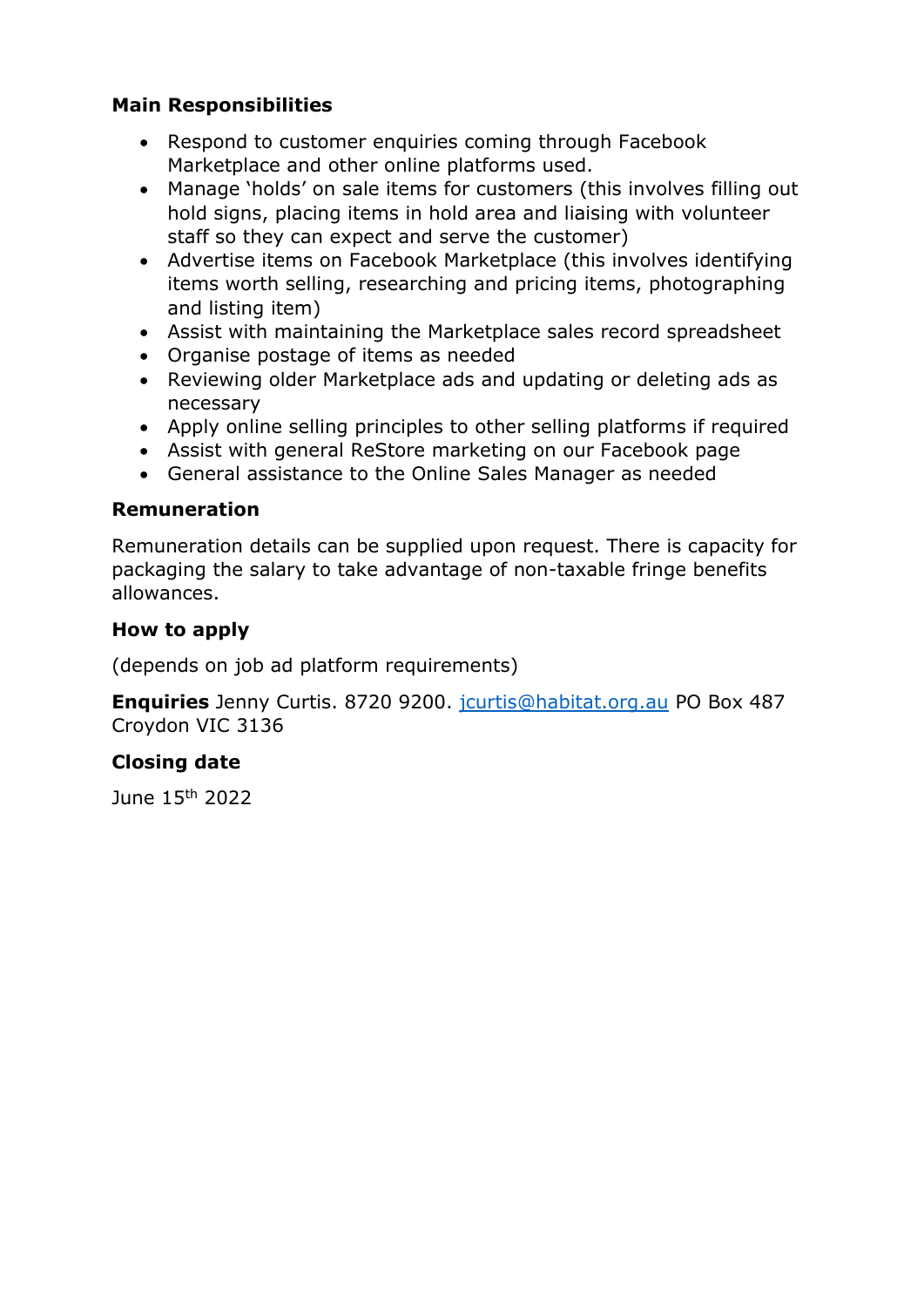**Main Responsibilities**

- Respond to customer enquiries coming through Facebook Marketplace and other online platforms used.
- Manage 'holds' on sale items for customers (this involves filling out hold signs, placing items in hold area and liaising with volunteer staff so they can expect and serve the customer)
- Advertise items on Facebook Marketplace (this involves identifying items worth selling, researching and pricing items, photographing and listing item)
- Assist with maintaining the Marketplace sales record spreadsheet
- Organise postage of items as needed
- Reviewing older Marketplace ads and updating or deleting ads as necessary
- Apply online selling principles to other selling platforms if required
- Assist with general ReStore marketing on our Facebook page
- General assistance to the Online Sales Manager as needed

**Remuneration**

Remuneration details can be supplied upon request. There is capacity for packaging the salary to take advantage of non-taxable fringe benefits allowances.

**How to apply**

(depends on job ad platform requirements)

**Enquiries** Jenny Curtis. 8720 9200. jcurtis@habitat.org.au PO Box 487 Croydon VIC 3136

**Closing date**

June 15th 2022